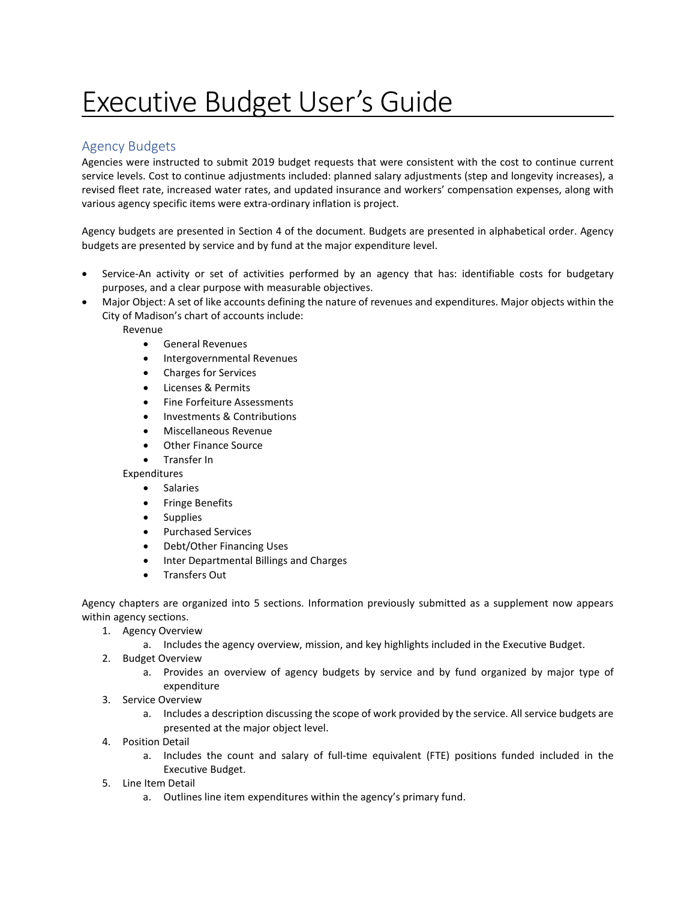# Executive Budget User's Guide

## Agency Budgets

Agencies were instructed to submit 2019 budget requests that were consistent with the cost to continue current service levels. Cost to continue adjustments included: planned salary adjustments (step and longevity increases), a revised fleet rate, increased water rates, and updated insurance and workers' compensation expenses, along with various agency specific items were extra-ordinary inflation is project.

Agency budgets are presented in Section 4 of the document. Budgets are presented in alphabetical order. Agency budgets are presented by service and by fund at the major expenditure level.

- Service-An activity or set of activities performed by an agency that has: identifiable costs for budgetary purposes, and a clear purpose with measurable objectives.
- Major Object: A set of like accounts defining the nature of revenues and expenditures. Major objects within the City of Madison's chart of accounts include:

  Revenue
    - General Revenues
    - Intergovernmental Revenues
    - Charges for Services
    - Licenses & Permits
    - Fine Forfeiture Assessments
    - Investments & Contributions
    - Miscellaneous Revenue
    - Other Finance Source
    - Transfer In

  Expenditures
    - Salaries
    - Fringe Benefits
    - Supplies
    - Purchased Services
    - Debt/Other Financing Uses
    - Inter Departmental Billings and Charges
    - Transfers Out

Agency chapters are organized into 5 sections. Information previously submitted as a supplement now appears within agency sections.

1. Agency Overview
   a. Includes the agency overview, mission, and key highlights included in the Executive Budget.
2. Budget Overview
   a. Provides an overview of agency budgets by service and by fund organized by major type of expenditure
3. Service Overview
   a. Includes a description discussing the scope of work provided by the service. All service budgets are presented at the major object level.
4. Position Detail
   a. Includes the count and salary of full-time equivalent (FTE) positions funded included in the Executive Budget.
5. Line Item Detail
   a. Outlines line item expenditures within the agency's primary fund.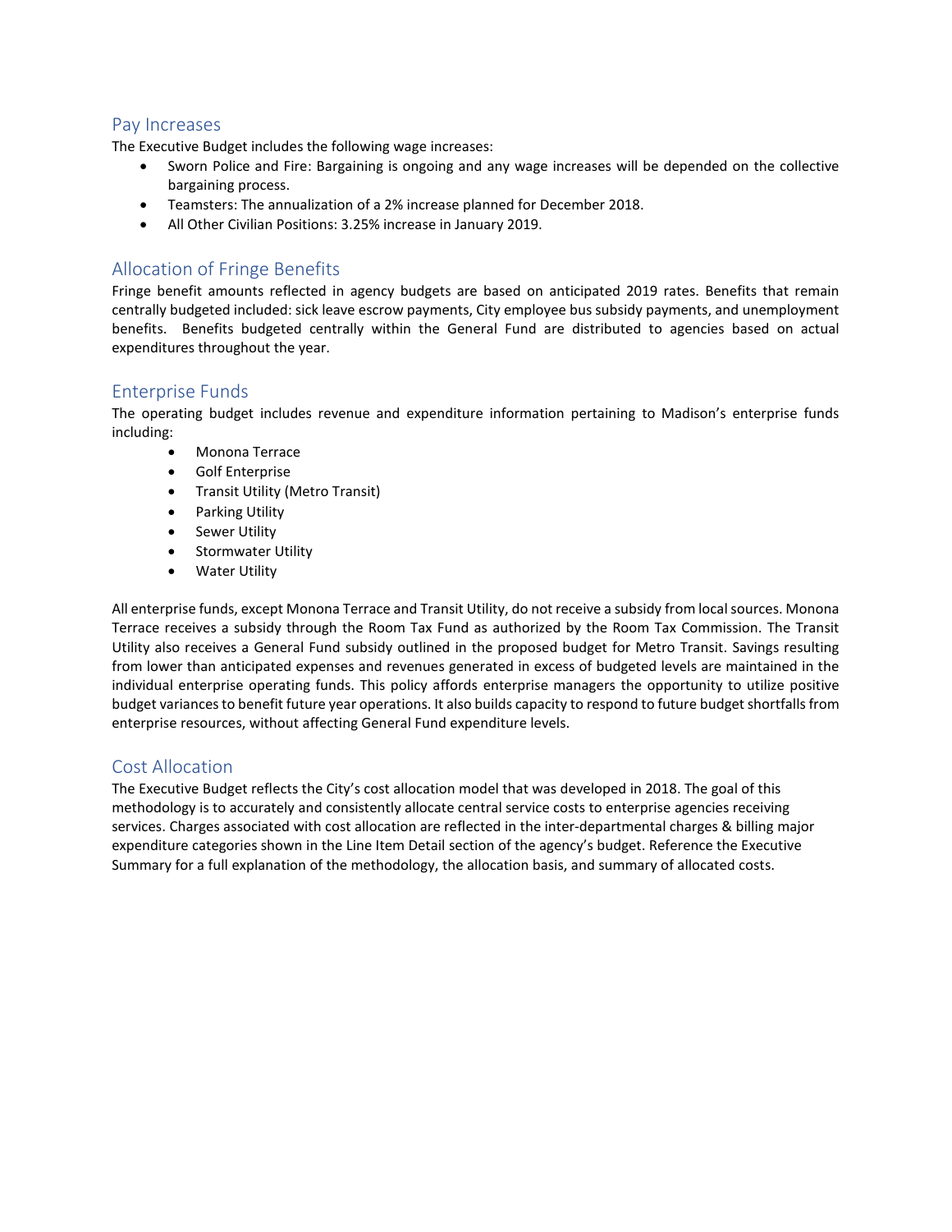## Pay Increases

The Executive Budget includes the following wage increases:

- Sworn Police and Fire: Bargaining is ongoing and any wage increases will be depended on the collective bargaining process.
- Teamsters: The annualization of a 2% increase planned for December 2018.
- All Other Civilian Positions: 3.25% increase in January 2019.

## Allocation of Fringe Benefits

Fringe benefit amounts reflected in agency budgets are based on anticipated 2019 rates. Benefits that remain centrally budgeted included: sick leave escrow payments, City employee bus subsidy payments, and unemployment benefits. Benefits budgeted centrally within the General Fund are distributed to agencies based on actual expenditures throughout the year.

## Enterprise Funds

The operating budget includes revenue and expenditure information pertaining to Madison's enterprise funds including:

- Monona Terrace
- Golf Enterprise
- Transit Utility (Metro Transit)
- Parking Utility
- Sewer Utility
- Stormwater Utility
- Water Utility

All enterprise funds, except Monona Terrace and Transit Utility, do not receive a subsidy from local sources. Monona Terrace receives a subsidy through the Room Tax Fund as authorized by the Room Tax Commission. The Transit Utility also receives a General Fund subsidy outlined in the proposed budget for Metro Transit. Savings resulting from lower than anticipated expenses and revenues generated in excess of budgeted levels are maintained in the individual enterprise operating funds. This policy affords enterprise managers the opportunity to utilize positive budget variances to benefit future year operations. It also builds capacity to respond to future budget shortfalls from enterprise resources, without affecting General Fund expenditure levels.

## Cost Allocation

The Executive Budget reflects the City's cost allocation model that was developed in 2018. The goal of this methodology is to accurately and consistently allocate central service costs to enterprise agencies receiving services. Charges associated with cost allocation are reflected in the inter-departmental charges & billing major expenditure categories shown in the Line Item Detail section of the agency's budget. Reference the Executive Summary for a full explanation of the methodology, the allocation basis, and summary of allocated costs.